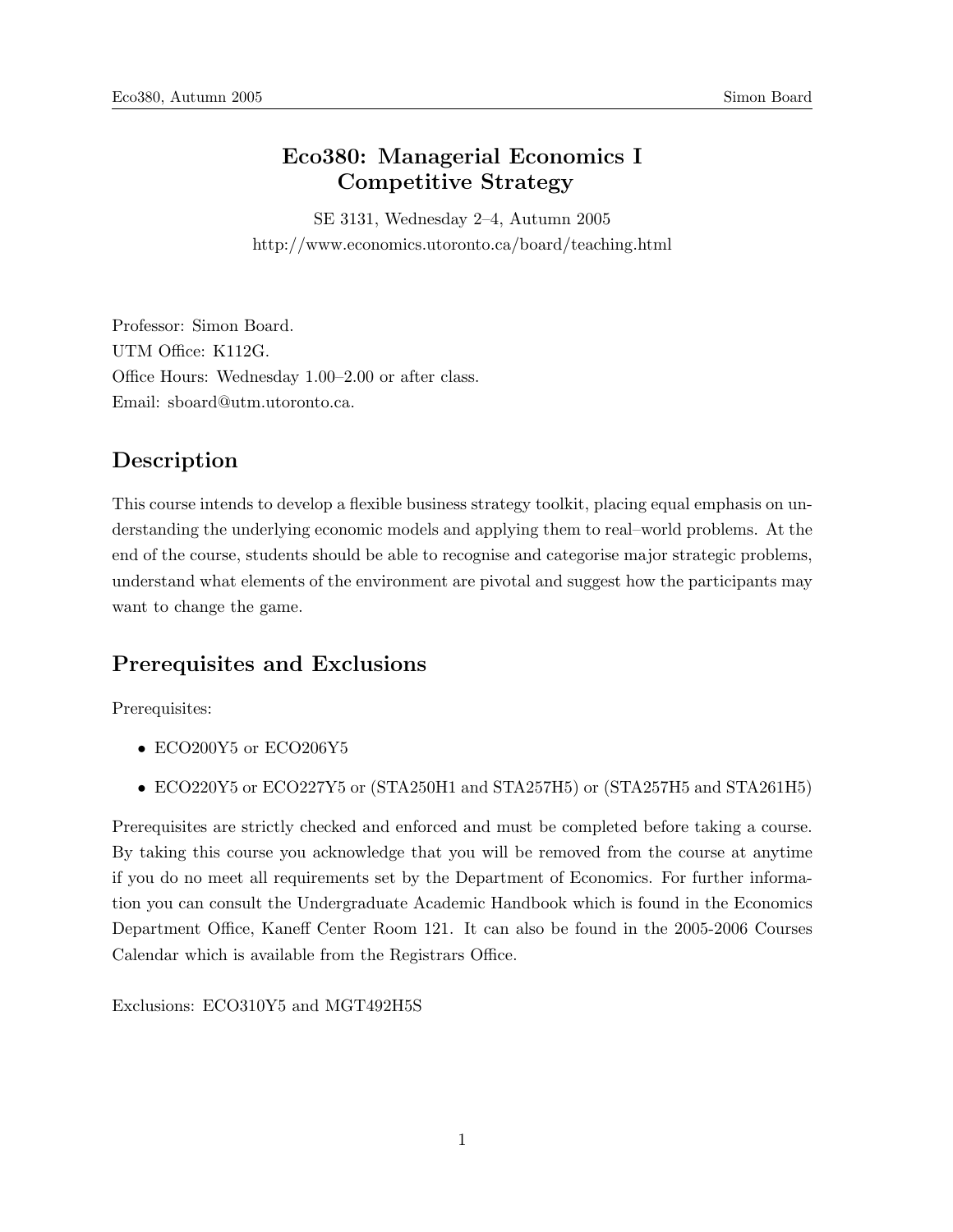# Eco380: Managerial Economics I
# Competitive Strategy

SE 3131, Wednesday 2–4, Autumn 2005
http://www.economics.utoronto.ca/board/teaching.html

Professor: Simon Board.
UTM Office: K112G.
Office Hours: Wednesday 1.00–2.00 or after class.
Email: sboard@utm.utoronto.ca.

## Description

This course intends to develop a flexible business strategy toolkit, placing equal emphasis on understanding the underlying economic models and applying them to real–world problems. At the end of the course, students should be able to recognise and categorise major strategic problems, understand what elements of the environment are pivotal and suggest how the participants may want to change the game.

## Prerequisites and Exclusions

Prerequisites:

- ECO200Y5 or ECO206Y5
- ECO220Y5 or ECO227Y5 or (STA250H1 and STA257H5) or (STA257H5 and STA261H5)

Prerequisites are strictly checked and enforced and must be completed before taking a course. By taking this course you acknowledge that you will be removed from the course at anytime if you do no meet all requirements set by the Department of Economics. For further information you can consult the Undergraduate Academic Handbook which is found in the Economics Department Office, Kaneff Center Room 121. It can also be found in the 2005-2006 Courses Calendar which is available from the Registrars Office.

Exclusions: ECO310Y5 and MGT492H5S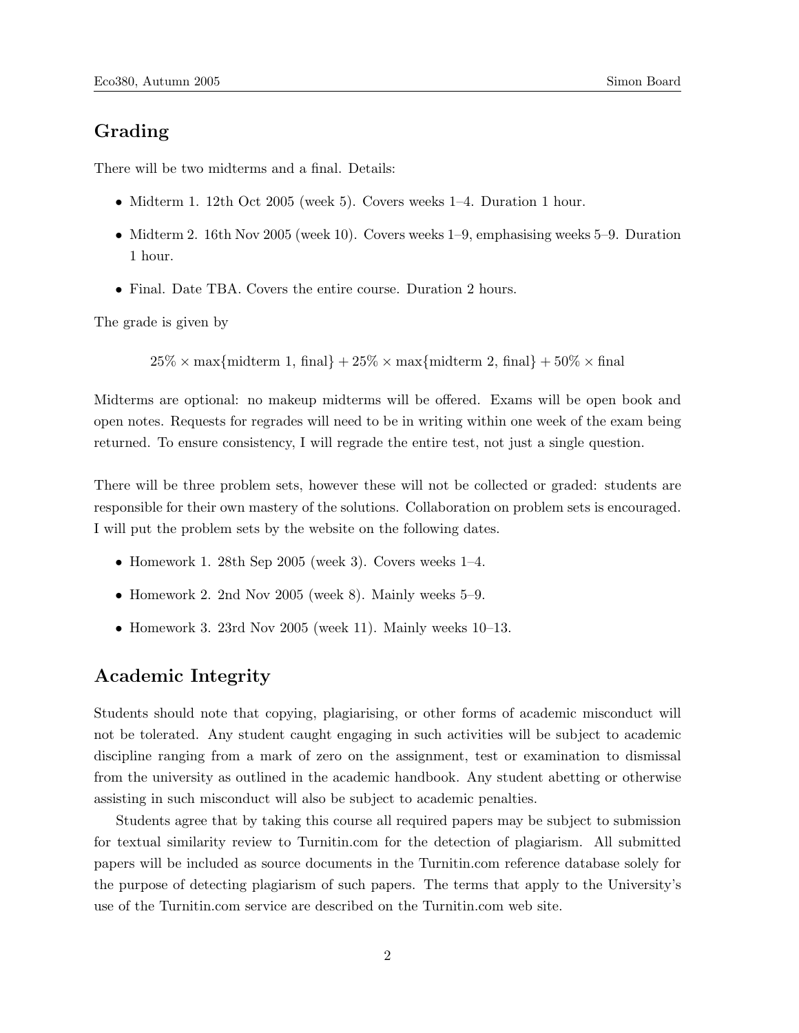## Grading

There will be two midterms and a final. Details:

- Midterm 1. 12th Oct 2005 (week 5). Covers weeks 1–4. Duration 1 hour.
- Midterm 2. 16th Nov 2005 (week 10). Covers weeks 1–9, emphasising weeks 5–9. Duration 1 hour.
- Final. Date TBA. Covers the entire course. Duration 2 hours.

The grade is given by

$$25\% \times \max\{\text{midterm 1, final}\} + 25\% \times \max\{\text{midterm 2, final}\} + 50\% \times \text{final}$$

Midterms are optional: no makeup midterms will be offered. Exams will be open book and open notes. Requests for regrades will need to be in writing within one week of the exam being returned. To ensure consistency, I will regrade the entire test, not just a single question.

There will be three problem sets, however these will not be collected or graded: students are responsible for their own mastery of the solutions. Collaboration on problem sets is encouraged. I will put the problem sets by the website on the following dates.

- Homework 1. 28th Sep 2005 (week 3). Covers weeks 1–4.
- Homework 2. 2nd Nov 2005 (week 8). Mainly weeks 5–9.
- Homework 3. 23rd Nov 2005 (week 11). Mainly weeks 10–13.

## Academic Integrity

Students should note that copying, plagiarising, or other forms of academic misconduct will not be tolerated. Any student caught engaging in such activities will be subject to academic discipline ranging from a mark of zero on the assignment, test or examination to dismissal from the university as outlined in the academic handbook. Any student abetting or otherwise assisting in such misconduct will also be subject to academic penalties.

Students agree that by taking this course all required papers may be subject to submission for textual similarity review to Turnitin.com for the detection of plagiarism. All submitted papers will be included as source documents in the Turnitin.com reference database solely for the purpose of detecting plagiarism of such papers. The terms that apply to the University's use of the Turnitin.com service are described on the Turnitin.com web site.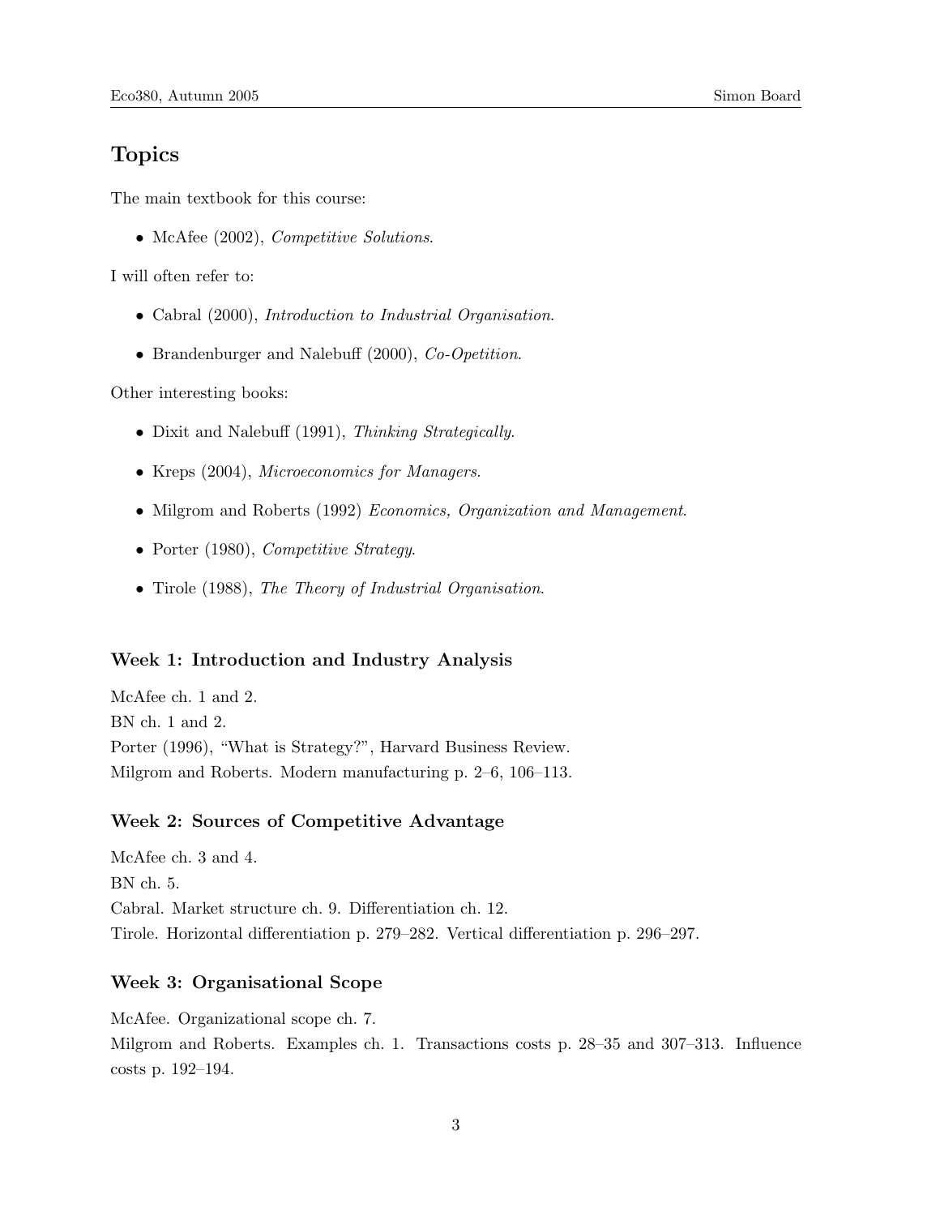## Topics

The main textbook for this course:

- McAfee (2002), *Competitive Solutions*.

I will often refer to:

- Cabral (2000), *Introduction to Industrial Organisation*.
- Brandenburger and Nalebuff (2000), *Co-Opetition*.

Other interesting books:

- Dixit and Nalebuff (1991), *Thinking Strategically*.
- Kreps (2004), *Microeconomics for Managers*.
- Milgrom and Roberts (1992) *Economics, Organization and Management*.
- Porter (1980), *Competitive Strategy*.
- Tirole (1988), *The Theory of Industrial Organisation*.

### Week 1: Introduction and Industry Analysis

McAfee ch. 1 and 2.
BN ch. 1 and 2.
Porter (1996), "What is Strategy?", Harvard Business Review.
Milgrom and Roberts. Modern manufacturing p. 2–6, 106–113.

### Week 2: Sources of Competitive Advantage

McAfee ch. 3 and 4.
BN ch. 5.
Cabral. Market structure ch. 9. Differentiation ch. 12.
Tirole. Horizontal differentiation p. 279–282. Vertical differentiation p. 296–297.

### Week 3: Organisational Scope

McAfee. Organizational scope ch. 7.
Milgrom and Roberts. Examples ch. 1. Transactions costs p. 28–35 and 307–313. Influence costs p. 192–194.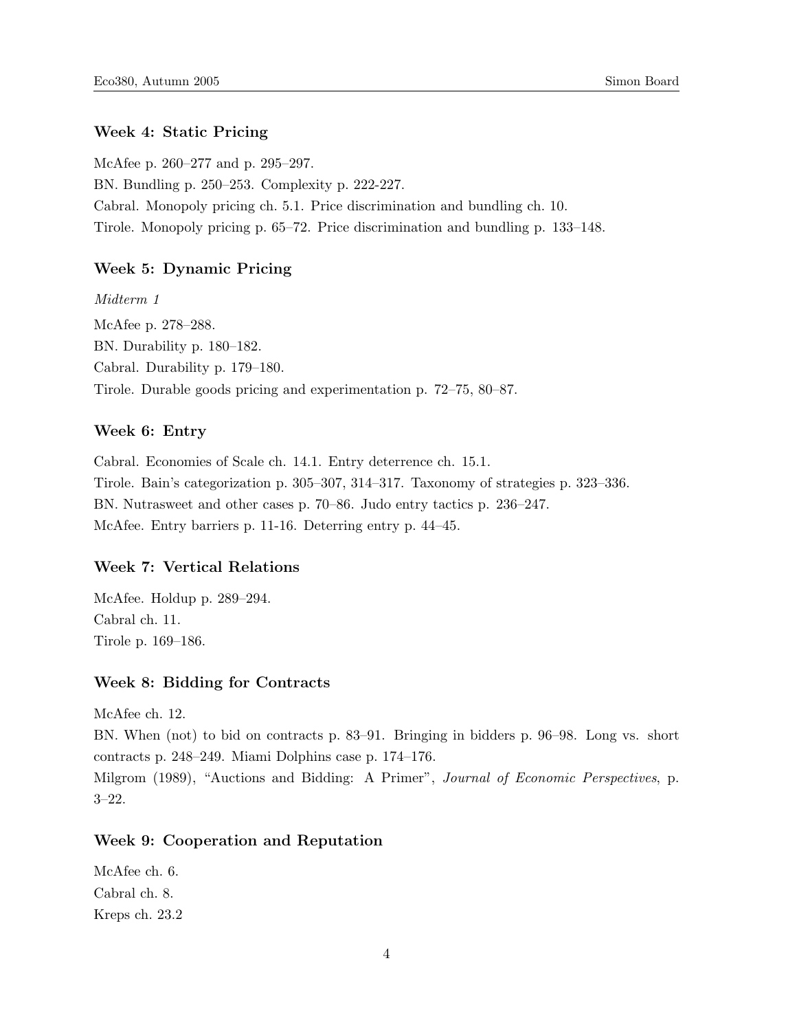### Week 4: Static Pricing

McAfee p. 260–277 and p. 295–297.

BN. Bundling p. 250–253. Complexity p. 222-227.

Cabral. Monopoly pricing ch. 5.1. Price discrimination and bundling ch. 10.

Tirole. Monopoly pricing p. 65–72. Price discrimination and bundling p. 133–148.

### Week 5: Dynamic Pricing

*Midterm 1*

McAfee p. 278–288.

BN. Durability p. 180–182.

Cabral. Durability p. 179–180.

Tirole. Durable goods pricing and experimentation p. 72–75, 80–87.

### Week 6: Entry

Cabral. Economies of Scale ch. 14.1. Entry deterrence ch. 15.1.

Tirole. Bain's categorization p. 305–307, 314–317. Taxonomy of strategies p. 323–336.

BN. Nutrasweet and other cases p. 70–86. Judo entry tactics p. 236–247.

McAfee. Entry barriers p. 11-16. Deterring entry p. 44–45.

### Week 7: Vertical Relations

McAfee. Holdup p. 289–294.

Cabral ch. 11.

Tirole p. 169–186.

### Week 8: Bidding for Contracts

McAfee ch. 12.

BN. When (not) to bid on contracts p. 83–91. Bringing in bidders p. 96–98. Long vs. short contracts p. 248–249. Miami Dolphins case p. 174–176.

Milgrom (1989), "Auctions and Bidding: A Primer", *Journal of Economic Perspectives*, p. 3–22.

### Week 9: Cooperation and Reputation

McAfee ch. 6.

Cabral ch. 8.

Kreps ch. 23.2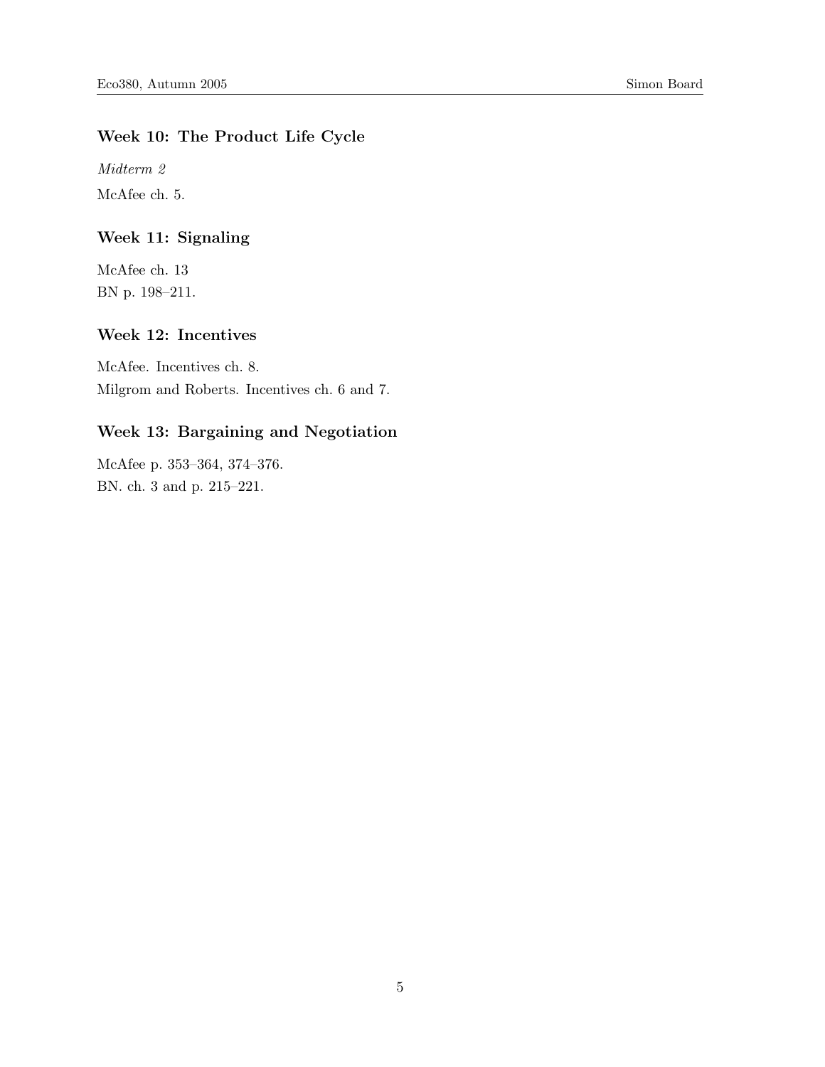### Week 10: The Product Life Cycle

*Midterm 2*

McAfee ch. 5.

### Week 11: Signaling

McAfee ch. 13
BN p. 198–211.

### Week 12: Incentives

McAfee. Incentives ch. 8.
Milgrom and Roberts. Incentives ch. 6 and 7.

### Week 13: Bargaining and Negotiation

McAfee p. 353–364, 374–376.
BN. ch. 3 and p. 215–221.